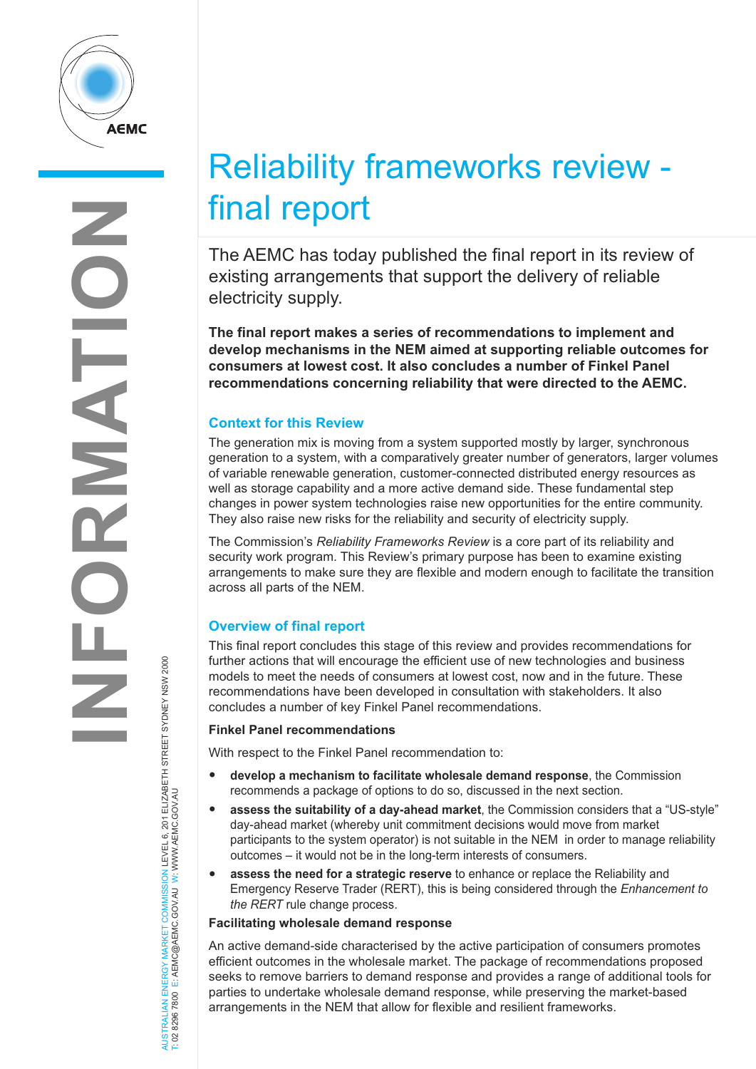# Reliability frameworks review - final report

The AEMC has today published the final report in its review of existing arrangements that support the delivery of reliable electricity supply.

**The final report makes a series of recommendations to implement and develop mechanisms in the NEM aimed at supporting reliable outcomes for consumers at lowest cost. It also concludes a number of Finkel Panel recommendations concerning reliability that were directed to the AEMC.**

## Context for this Review

The generation mix is moving from a system supported mostly by larger, synchronous generation to a system, with a comparatively greater number of generators, larger volumes of variable renewable generation, customer-connected distributed energy resources as well as storage capability and a more active demand side. These fundamental step changes in power system technologies raise new opportunities for the entire community. They also raise new risks for the reliability and security of electricity supply.

The Commission's *Reliability Frameworks Review* is a core part of its reliability and security work program. This Review's primary purpose has been to examine existing arrangements to make sure they are flexible and modern enough to facilitate the transition across all parts of the NEM.

## Overview of final report

This final report concludes this stage of this review and provides recommendations for further actions that will encourage the efficient use of new technologies and business models to meet the needs of consumers at lowest cost, now and in the future. These recommendations have been developed in consultation with stakeholders. It also concludes a number of key Finkel Panel recommendations.

### Finkel Panel recommendations

With respect to the Finkel Panel recommendation to:

- **develop a mechanism to facilitate wholesale demand response**, the Commission recommends a package of options to do so, discussed in the next section.
- **assess the suitability of a day-ahead market**, the Commission considers that a "US-style" day-ahead market (whereby unit commitment decisions would move from market participants to the system operator) is not suitable in the NEM in order to manage reliability outcomes – it would not be in the long-term interests of consumers.
- **assess the need for a strategic reserve** to enhance or replace the Reliability and Emergency Reserve Trader (RERT), this is being considered through the *Enhancement to the RERT* rule change process.

### Facilitating wholesale demand response

An active demand-side characterised by the active participation of consumers promotes efficient outcomes in the wholesale market. The package of recommendations proposed seeks to remove barriers to demand response and provides a range of additional tools for parties to undertake wholesale demand response, while preserving the market-based arrangements in the NEM that allow for flexible and resilient frameworks.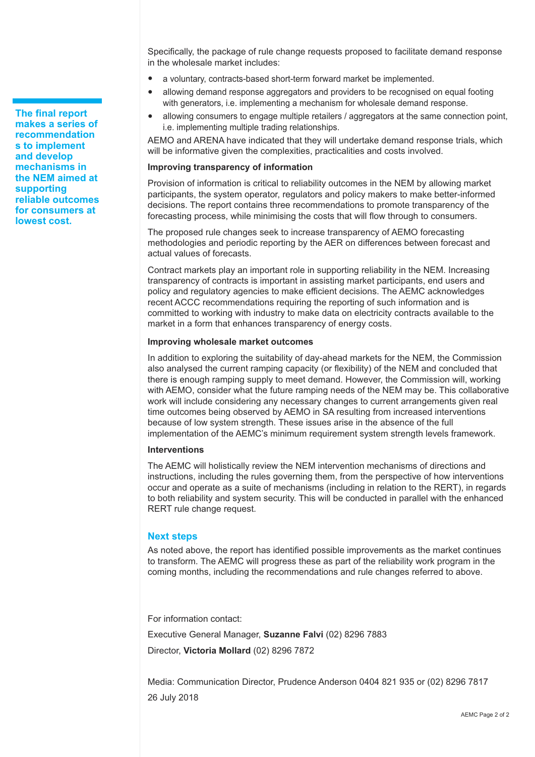**The final report makes a series of recommendations to implement and develop mechanisms in the NEM aimed at supporting reliable outcomes for consumers at lowest cost.**

Specifically, the package of rule change requests proposed to facilitate demand response in the wholesale market includes:

- a voluntary, contracts-based short-term forward market be implemented.
- allowing demand response aggregators and providers to be recognised on equal footing with generators, i.e. implementing a mechanism for wholesale demand response.
- allowing consumers to engage multiple retailers / aggregators at the same connection point, i.e. implementing multiple trading relationships.

AEMO and ARENA have indicated that they will undertake demand response trials, which will be informative given the complexities, practicalities and costs involved.

**Improving transparency of information**

Provision of information is critical to reliability outcomes in the NEM by allowing market participants, the system operator, regulators and policy makers to make better-informed decisions. The report contains three recommendations to promote transparency of the forecasting process, while minimising the costs that will flow through to consumers.

The proposed rule changes seek to increase transparency of AEMO forecasting methodologies and periodic reporting by the AER on differences between forecast and actual values of forecasts.

Contract markets play an important role in supporting reliability in the NEM. Increasing transparency of contracts is important in assisting market participants, end users and policy and regulatory agencies to make efficient decisions. The AEMC acknowledges recent ACCC recommendations requiring the reporting of such information and is committed to working with industry to make data on electricity contracts available to the market in a form that enhances transparency of energy costs.

**Improving wholesale market outcomes**

In addition to exploring the suitability of day-ahead markets for the NEM, the Commission also analysed the current ramping capacity (or flexibility) of the NEM and concluded that there is enough ramping supply to meet demand. However, the Commission will, working with AEMO, consider what the future ramping needs of the NEM may be. This collaborative work will include considering any necessary changes to current arrangements given real time outcomes being observed by AEMO in SA resulting from increased interventions because of low system strength. These issues arise in the absence of the full implementation of the AEMC's minimum requirement system strength levels framework.

**Interventions**

The AEMC will holistically review the NEM intervention mechanisms of directions and instructions, including the rules governing them, from the perspective of how interventions occur and operate as a suite of mechanisms (including in relation to the RERT), in regards to both reliability and system security. This will be conducted in parallel with the enhanced RERT rule change request.

## Next steps

As noted above, the report has identified possible improvements as the market continues to transform. The AEMC will progress these as part of the reliability work program in the coming months, including the recommendations and rule changes referred to above.

For information contact:

Executive General Manager, **Suzanne Falvi** (02) 8296 7883

Director, **Victoria Mollard** (02) 8296 7872

Media: Communication Director, Prudence Anderson 0404 821 935 or (02) 8296 7817

26 July 2018